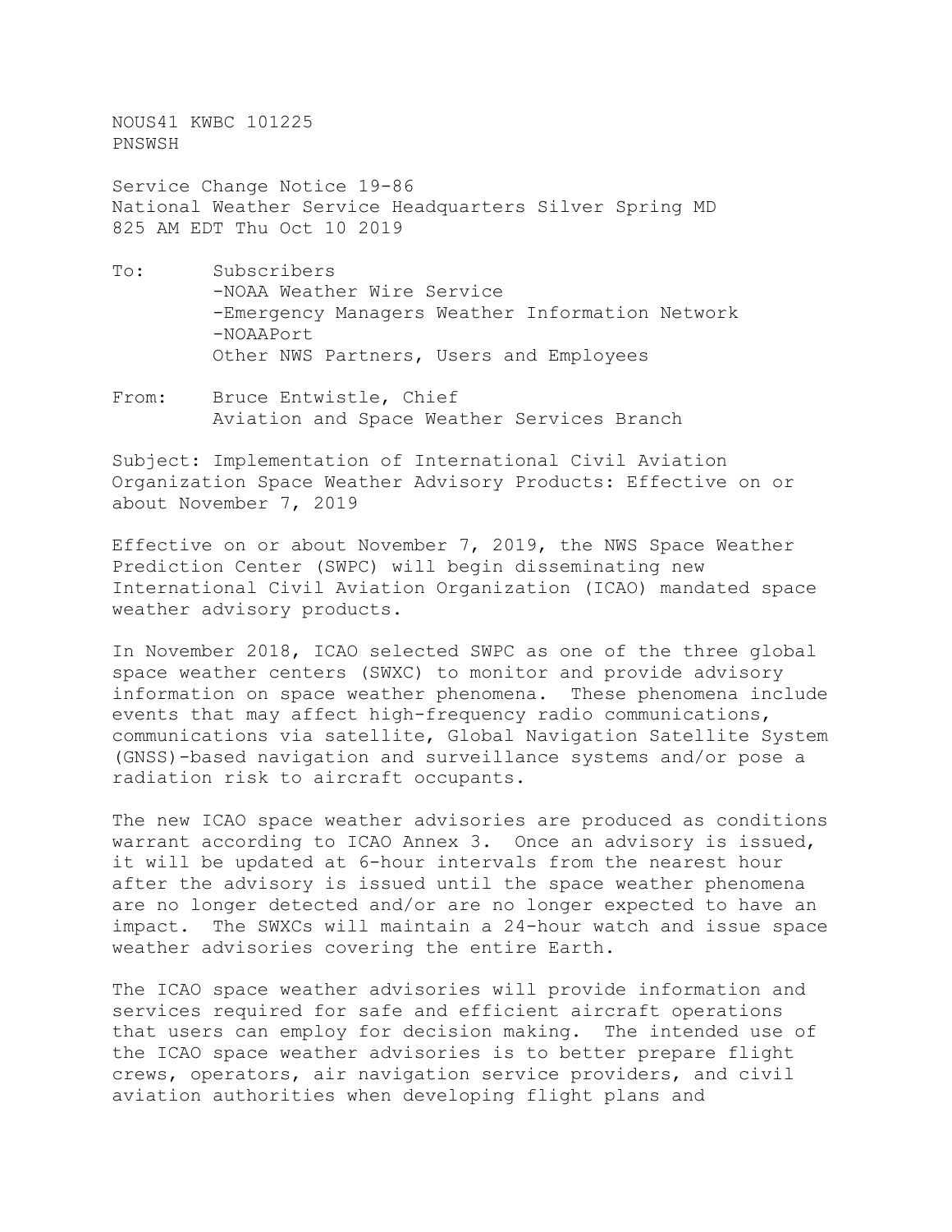NOUS41 KWBC 101225
PNSWSH

Service Change Notice 19-86
National Weather Service Headquarters Silver Spring MD
825 AM EDT Thu Oct 10 2019

To: Subscribers
- -NOAA Weather Wire Service
- -Emergency Managers Weather Information Network
- -NOAAPort

Other NWS Partners, Users and Employees

From: Bruce Entwistle, Chief
Aviation and Space Weather Services Branch

Subject: Implementation of International Civil Aviation Organization Space Weather Advisory Products: Effective on or about November 7, 2019

Effective on or about November 7, 2019, the NWS Space Weather Prediction Center (SWPC) will begin disseminating new International Civil Aviation Organization (ICAO) mandated space weather advisory products.

In November 2018, ICAO selected SWPC as one of the three global space weather centers (SWXC) to monitor and provide advisory information on space weather phenomena. These phenomena include events that may affect high-frequency radio communications, communications via satellite, Global Navigation Satellite System (GNSS)-based navigation and surveillance systems and/or pose a radiation risk to aircraft occupants.

The new ICAO space weather advisories are produced as conditions warrant according to ICAO Annex 3. Once an advisory is issued, it will be updated at 6-hour intervals from the nearest hour after the advisory is issued until the space weather phenomena are no longer detected and/or are no longer expected to have an impact. The SWXCs will maintain a 24-hour watch and issue space weather advisories covering the entire Earth.

The ICAO space weather advisories will provide information and services required for safe and efficient aircraft operations that users can employ for decision making. The intended use of the ICAO space weather advisories is to better prepare flight crews, operators, air navigation service providers, and civil aviation authorities when developing flight plans and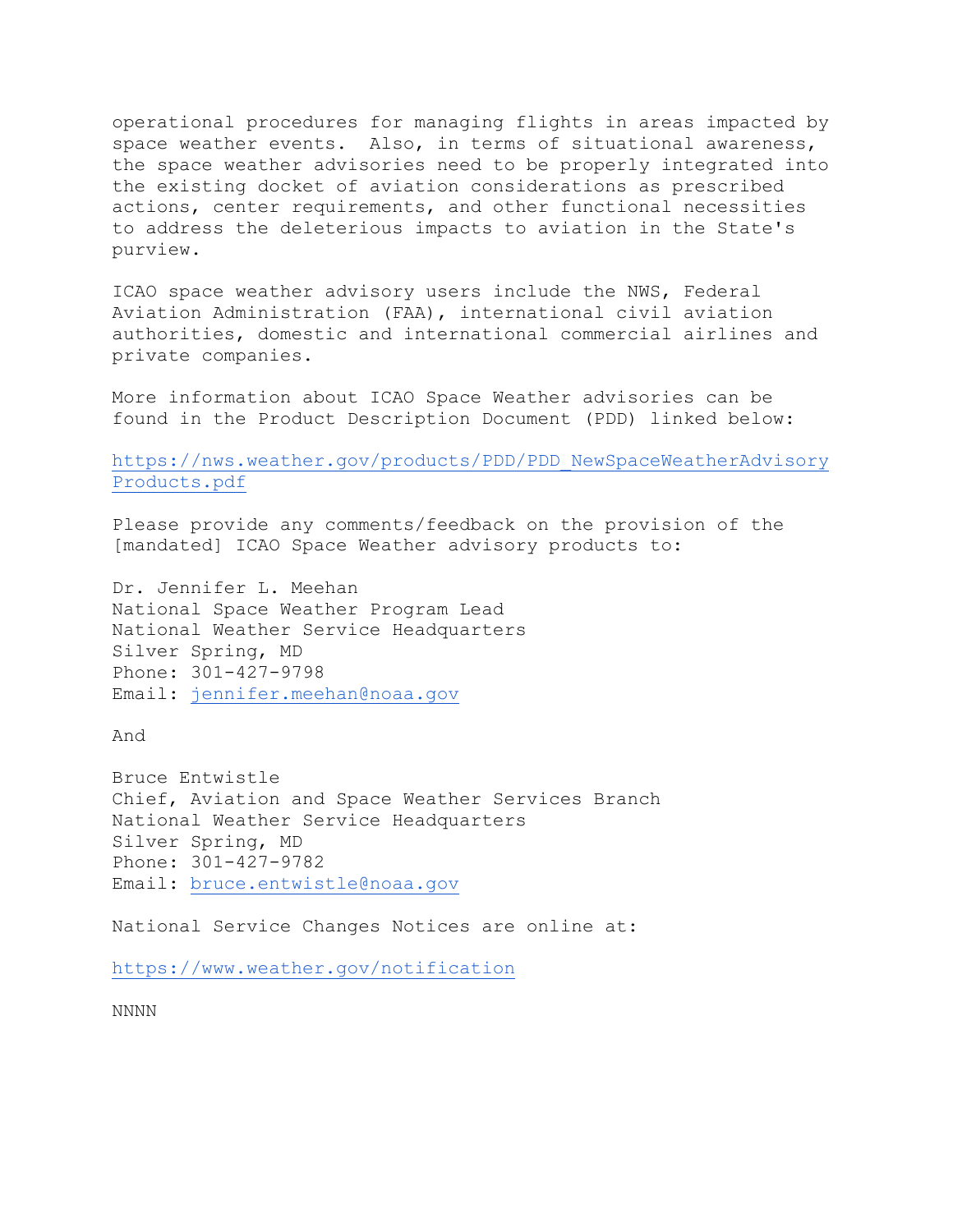operational procedures for managing flights in areas impacted by space weather events. Also, in terms of situational awareness, the space weather advisories need to be properly integrated into the existing docket of aviation considerations as prescribed actions, center requirements, and other functional necessities to address the deleterious impacts to aviation in the State's purview.

ICAO space weather advisory users include the NWS, Federal Aviation Administration (FAA), international civil aviation authorities, domestic and international commercial airlines and private companies.

More information about ICAO Space Weather advisories can be found in the Product Description Document (PDD) linked below:

https://nws.weather.gov/products/PDD/PDD_NewSpaceWeatherAdvisoryProducts.pdf

Please provide any comments/feedback on the provision of the [mandated] ICAO Space Weather advisory products to:

Dr. Jennifer L. Meehan
National Space Weather Program Lead
National Weather Service Headquarters
Silver Spring, MD
Phone: 301-427-9798
Email: jennifer.meehan@noaa.gov

And

Bruce Entwistle
Chief, Aviation and Space Weather Services Branch
National Weather Service Headquarters
Silver Spring, MD
Phone: 301-427-9782
Email: bruce.entwistle@noaa.gov

National Service Changes Notices are online at:

https://www.weather.gov/notification

NNNN